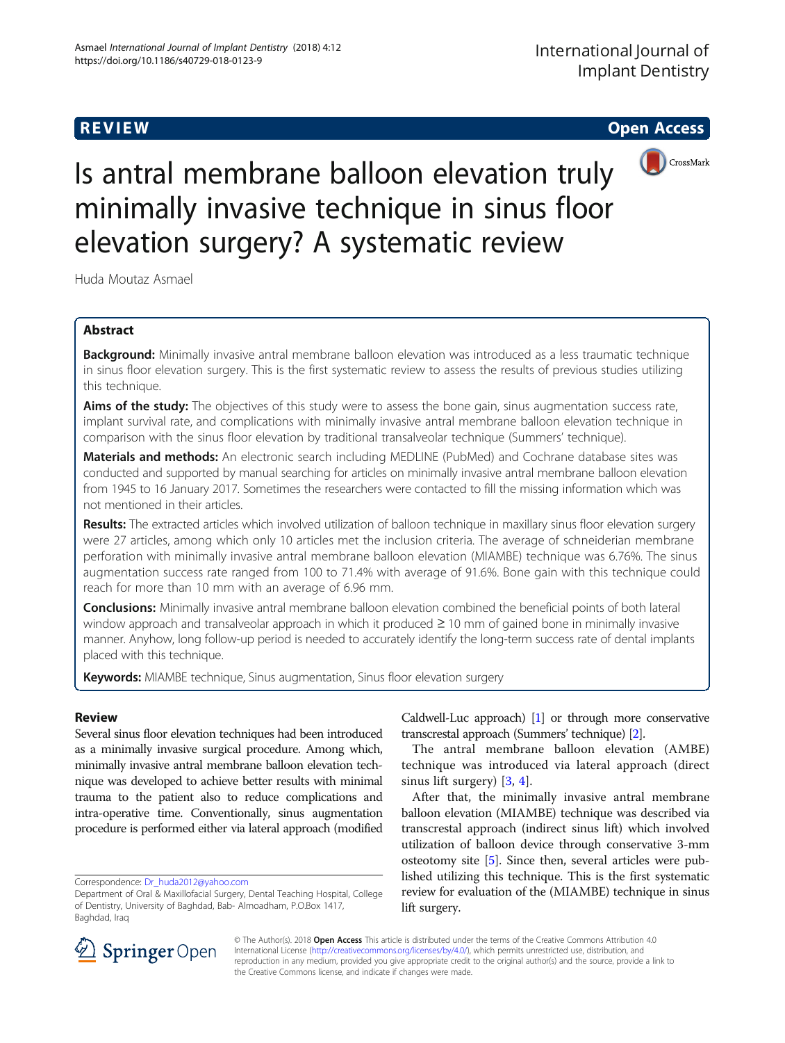REVIEW Open Access

# Is antral membrane balloon elevation truly minimally invasive technique in sinus floor elevation surgery? A systematic review

Huda Moutaz Asmael

## Abstract

**Background:** Minimally invasive antral membrane balloon elevation was introduced as a less traumatic technique in sinus floor elevation surgery. This is the first systematic review to assess the results of previous studies utilizing this technique.

**Aims of the study:** The objectives of this study were to assess the bone gain, sinus augmentation success rate, implant survival rate, and complications with minimally invasive antral membrane balloon elevation technique in comparison with the sinus floor elevation by traditional transalveolar technique (Summers' technique).

**Materials and methods:** An electronic search including MEDLINE (PubMed) and Cochrane database sites was conducted and supported by manual searching for articles on minimally invasive antral membrane balloon elevation from 1945 to 16 January 2017. Sometimes the researchers were contacted to fill the missing information which was not mentioned in their articles.

**Results:** The extracted articles which involved utilization of balloon technique in maxillary sinus floor elevation surgery were 27 articles, among which only 10 articles met the inclusion criteria. The average of schneiderian membrane perforation with minimally invasive antral membrane balloon elevation (MIAMBE) technique was 6.76%. The sinus augmentation success rate ranged from 100 to 71.4% with average of 91.6%. Bone gain with this technique could reach for more than 10 mm with an average of 6.96 mm.

**Conclusions:** Minimally invasive antral membrane balloon elevation combined the beneficial points of both lateral window approach and transalveolar approach in which it produced ≥ 10 mm of gained bone in minimally invasive manner. Anyhow, long follow-up period is needed to accurately identify the long-term success rate of dental implants placed with this technique.

**Keywords:** MIAMBE technique, Sinus augmentation, Sinus floor elevation surgery

## Review

Several sinus floor elevation techniques had been introduced as a minimally invasive surgical procedure. Among which, minimally invasive antral membrane balloon elevation technique was developed to achieve better results with minimal trauma to the patient also to reduce complications and intra-operative time. Conventionally, sinus augmentation procedure is performed either via lateral approach (modified Caldwell-Luc approach) [1] or through more conservative transcrestal approach (Summers' technique) [2].

The antral membrane balloon elevation (AMBE) technique was introduced via lateral approach (direct sinus lift surgery) [3, 4].

After that, the minimally invasive antral membrane balloon elevation (MIAMBE) technique was described via transcrestal approach (indirect sinus lift) which involved utilization of balloon device through conservative 3-mm osteotomy site [5]. Since then, several articles were published utilizing this technique. This is the first systematic review for evaluation of the (MIAMBE) technique in sinus lift surgery.

Correspondence: Dr_huda2012@yahoo.com
Department of Oral & Maxillofacial Surgery, Dental Teaching Hospital, College of Dentistry, University of Baghdad, Bab- Almoadham, P.O.Box 1417, Baghdad, Iraq

© The Author(s). 2018 **Open Access** This article is distributed under the terms of the Creative Commons Attribution 4.0 International License (http://creativecommons.org/licenses/by/4.0/), which permits unrestricted use, distribution, and reproduction in any medium, provided you give appropriate credit to the original author(s) and the source, provide a link to the Creative Commons license, and indicate if changes were made.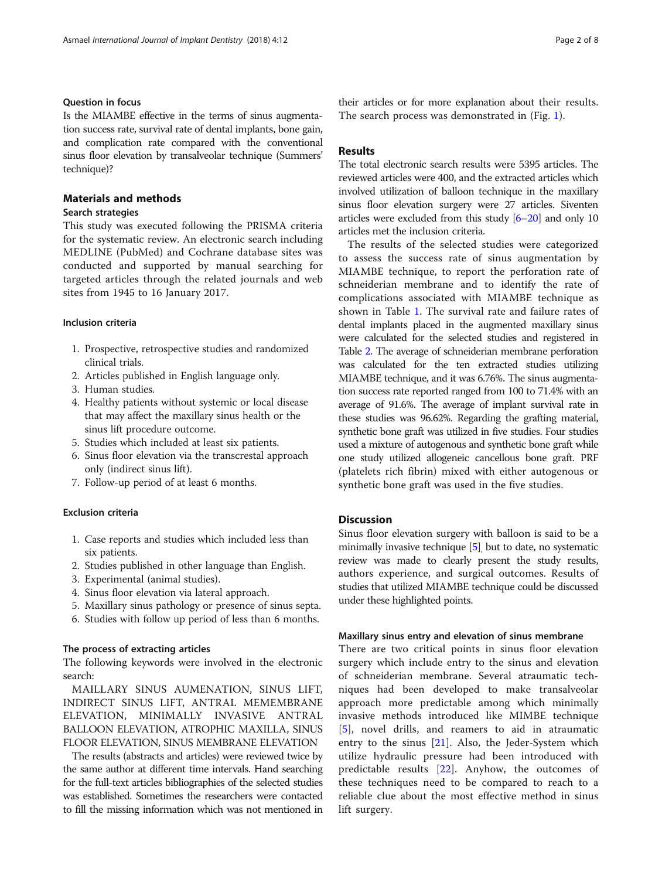### Question in focus

Is the MIAMBE effective in the terms of sinus augmentation success rate, survival rate of dental implants, bone gain, and complication rate compared with the conventional sinus floor elevation by transalveolar technique (Summers' technique)?

## Materials and methods

### Search strategies

This study was executed following the PRISMA criteria for the systematic review. An electronic search including MEDLINE (PubMed) and Cochrane database sites was conducted and supported by manual searching for targeted articles through the related journals and web sites from 1945 to 16 January 2017.

#### Inclusion criteria

1. Prospective, retrospective studies and randomized clinical trials.
2. Articles published in English language only.
3. Human studies.
4. Healthy patients without systemic or local disease that may affect the maxillary sinus health or the sinus lift procedure outcome.
5. Studies which included at least six patients.
6. Sinus floor elevation via the transcrestal approach only (indirect sinus lift).
7. Follow-up period of at least 6 months.

#### Exclusion criteria

1. Case reports and studies which included less than six patients.
2. Studies published in other language than English.
3. Experimental (animal studies).
4. Sinus floor elevation via lateral approach.
5. Maxillary sinus pathology or presence of sinus septa.
6. Studies with follow up period of less than 6 months.

#### The process of extracting articles

The following keywords were involved in the electronic search:

MAILLARY SINUS AUMENATION, SINUS LIFT, INDIRECT SINUS LIFT, ANTRAL MEMEMBRANE ELEVATION, MINIMALLY INVASIVE ANTRAL BALLOON ELEVATION, ATROPHIC MAXILLA, SINUS FLOOR ELEVATION, SINUS MEMBRANE ELEVATION

The results (abstracts and articles) were reviewed twice by the same author at different time intervals. Hand searching for the full-text articles bibliographies of the selected studies was established. Sometimes the researchers were contacted to fill the missing information which was not mentioned in their articles or for more explanation about their results. The search process was demonstrated in (Fig. 1).

## Results

The total electronic search results were 5395 articles. The reviewed articles were 400, and the extracted articles which involved utilization of balloon technique in the maxillary sinus floor elevation surgery were 27 articles. Siventen articles were excluded from this study [6–20] and only 10 articles met the inclusion criteria.

The results of the selected studies were categorized to assess the success rate of sinus augmentation by MIAMBE technique, to report the perforation rate of schneiderian membrane and to identify the rate of complications associated with MIAMBE technique as shown in Table 1. The survival rate and failure rates of dental implants placed in the augmented maxillary sinus were calculated for the selected studies and registered in Table 2. The average of schneiderian membrane perforation was calculated for the ten extracted studies utilizing MIAMBE technique, and it was 6.76%. The sinus augmentation success rate reported ranged from 100 to 71.4% with an average of 91.6%. The average of implant survival rate in these studies was 96.62%. Regarding the grafting material, synthetic bone graft was utilized in five studies. Four studies used a mixture of autogenous and synthetic bone graft while one study utilized allogeneic cancellous bone graft. PRF (platelets rich fibrin) mixed with either autogenous or synthetic bone graft was used in the five studies.

## Discussion

Sinus floor elevation surgery with balloon is said to be a minimally invasive technique [5], but to date, no systematic review was made to clearly present the study results, authors experience, and surgical outcomes. Results of studies that utilized MIAMBE technique could be discussed under these highlighted points.

#### Maxillary sinus entry and elevation of sinus membrane

There are two critical points in sinus floor elevation surgery which include entry to the sinus and elevation of schneiderian membrane. Several atraumatic techniques had been developed to make transalveolar approach more predictable among which minimally invasive methods introduced like MIMBE technique [5], novel drills, and reamers to aid in atraumatic entry to the sinus [21]. Also, the Jeder-System which utilize hydraulic pressure had been introduced with predictable results [22]. Anyhow, the outcomes of these techniques need to be compared to reach to a reliable clue about the most effective method in sinus lift surgery.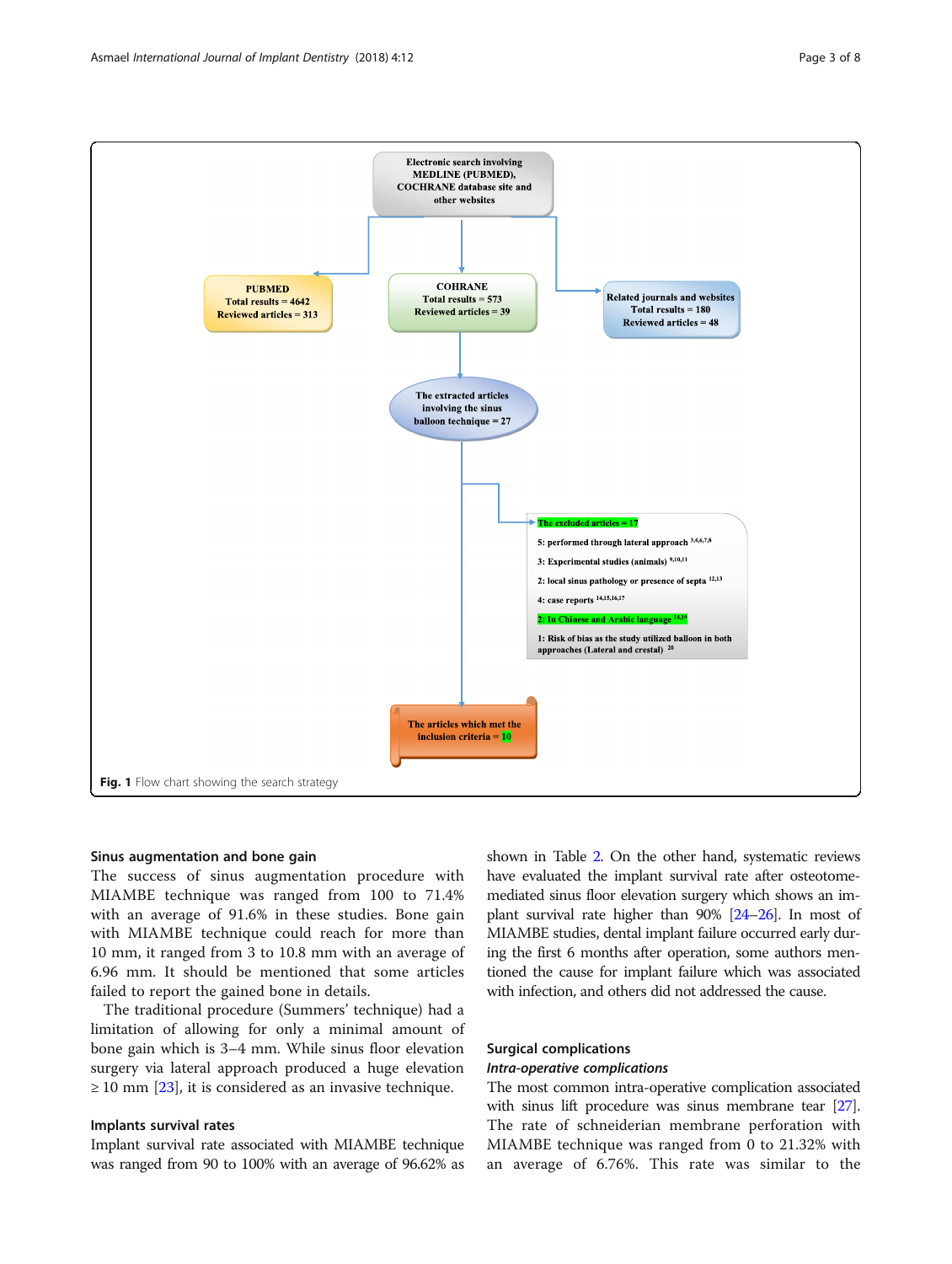Electronic search involving MEDLINE (PUBMED), COCHRANE database site and other websites

PUBMED
Total results = 4642
Reviewed articles = 313

COHRANE
Total results = 573
Reviewed articles = 39

Related journals and websites
Total results = 180
Reviewed articles = 48

The extracted articles involving the sinus balloon technique = 27

The excluded articles = 17

- 5: performed through lateral approach [3,4,6,7,8]
- 3: Experimental studies (animals) [9,10,11]
- 2: local sinus pathology or presence of septa [12,13]
- 4: case reports [14,15,16,17]
- 2: In Chinese and Arabic language [18,19]
- 1: Risk of bias as the study utilized balloon in both approaches (Lateral and crestal) [20]

The articles which met the inclusion criteria = 10

**Fig. 1** Flow chart showing the search strategy

### Sinus augmentation and bone gain

The success of sinus augmentation procedure with MIAMBE technique was ranged from 100 to 71.4% with an average of 91.6% in these studies. Bone gain with MIAMBE technique could reach for more than 10 mm, it ranged from 3 to 10.8 mm with an average of 6.96 mm. It should be mentioned that some articles failed to report the gained bone in details.

The traditional procedure (Summers' technique) had a limitation of allowing for only a minimal amount of bone gain which is 3–4 mm. While sinus floor elevation surgery via lateral approach produced a huge elevation ≥ 10 mm [23], it is considered as an invasive technique.

### Implants survival rates

Implant survival rate associated with MIAMBE technique was ranged from 90 to 100% with an average of 96.62% as shown in Table 2. On the other hand, systematic reviews have evaluated the implant survival rate after osteotome-mediated sinus floor elevation surgery which shows an implant survival rate higher than 90% [24–26]. In most of MIAMBE studies, dental implant failure occurred early during the first 6 months after operation, some authors mentioned the cause for implant failure which was associated with infection, and others did not addressed the cause.

### Surgical complications

#### *Intra-operative complications*

The most common intra-operative complication associated with sinus lift procedure was sinus membrane tear [27]. The rate of schneiderian membrane perforation with MIAMBE technique was ranged from 0 to 21.32% with an average of 6.76%. This rate was similar to the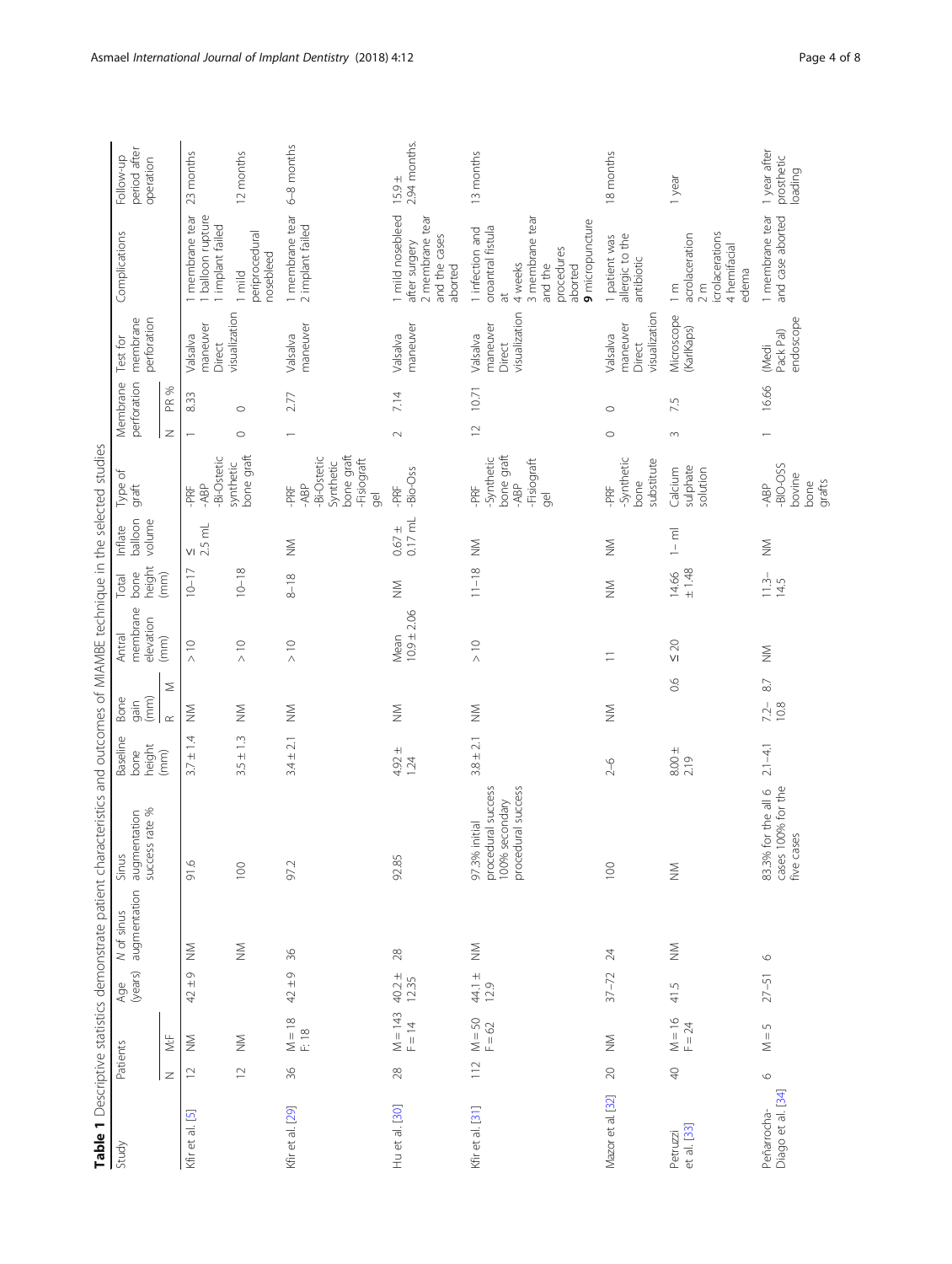**Table 1** Descriptive statistics demonstrate patient characteristics and outcomes of MIAMBE technique in the selected studies

| Study | Patients | | Age (years) | N of sinus augmentation | Sinus augmentation success rate % | Baseline bone height (mm) | Bone gain (mm) | | Antral membrane elevation (mm) | Total bone height (mm) | Inflate balloon volume | Type of graft | Membrane perforation | | Test for membrane perforation | Complications | Follow-up period after operation |
|---|---|---|---|---|---|---|---|---|---|---|---|---|---|---|---|---|---|
| | N | M:F | | | | | R | M | | | | | N | PR % | | | |
| Kfir et al. [5] | 12 | NM | 42 ± 9 | NM | 91.6 | 3.7 ± 1.4 | NM | | > 10 | 10–17 | ≤ 2.5 mL | -PRF -ABP -Bi-Ostetic synthetic bone graft | 1 | 8.33 | Valsalva maneuver Direct visualization | 1 membrane tear 1 balloon rupture 1 implant failed | 23 months |
| | 12 | NM | | NM | 100 | 3.5 ± 1.3 | NM | | > 10 | 10–18 | | | 0 | 0 | | 1 mild periprocedural nosebleed | 12 months |
| Kfir et al. [29] | 36 | M = 18 F: 18 | 42 ± 9 | 36 | 97.2 | 3.4 ± 2.1 | NM | | > 10 | 8–18 | NM | -PRF -ABP -Bi-Ostetic Synthetic bone graft -Fisiograft gel | 1 | 2.77 | Valsalva maneuver | 1 membrane tear 2 implant failed | 6–8 months |
| Hu et al. [30] | 28 | M = 143 F = 14 | 40.2 ± 12.35 | 28 | 92.85 | 4.92 ± 1.24 | NM | | Mean 10.9 ± 2.06 | NM | 0.67 ± 0.17 mL | -PRF -Bio-Oss | 2 | 7.14 | Valsalva maneuver | 1 mild nosebleed after surgery 2 membrane tear and the cases aborted | 15.9 ± 2.94 months. |
| Kfir et al. [31] | 112 | M = 50 F = 62 | 44.1 ± 12.9 | NM | 97.3% initial procedural success 100% secondary procedural success | 3.8 ± 2.1 | NM | | > 10 | 11–18 | NM | -PRF -Synthetic bone graft -ABP -Fisiograft gel | 12 | 10.71 | Valsalva maneuver Direct visualization | 1 infection and oroantral fistula at 4 weeks 3 membrane tear and the procedures aborted **9** micropuncture | 13 months |
| Mazor et al. [32] | 20 | NM | 37–72 | 24 | 100 | 2–6 | NM | | 11 | NM | NM | -PRF -Synthetic bone substitute | 0 | 0 | Valsalva maneuver Direct visualization | 1 patient was allergic to the antibiotic | 18 months |
| Petruzzi et al. [33] | 40 | M = 16 F = 24 | 41.5 | NM | NM | 8.00 ± 2.19 | | 0.6 | ≤ 20 | 14.66 ± 1.48 | 1– ml | Calcium sulphate solution | 3 | 7.5 | Microscope (KarlKaps) | 1 m acrolaceration 2 m icrolacerations 4 hemifacial edema | 1 year |
| Peñarrocha-Diago et al. [34] | 6 | M = 5 | 27–51 | 6 | 83.3% for the all 6 cases 100% for the five cases | 2.1–4.1 | 7.2–10.8 | 8.7 | NM | 11.3–14.5 | NM | -ABP -BIO-OSS bovine bone grafts | 1 | 16.66 | (Medi Pack Pal) endoscope | 1 membrane tear and case aborted | 1 year after prosthetic loading |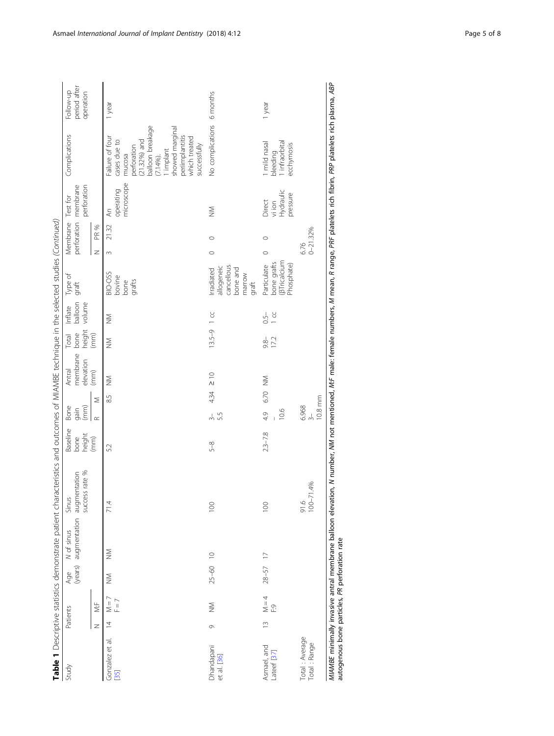**Table 1** Descriptive statistics demonstrate patient characteristics and outcomes of MIAMBE technique in the selected studies *(Continued)*

| Study | Patients | | Age (years) | *N* of sinus augmentation | Sinus augmentation success rate % | Baseline bone height (mm) | Bone gain (mm) | | Antral membrane elevation (mm) | Total bone height (mm) | Inflate balloon volume | Type of graft | Membrane perforation | | Test for membrane perforation | Complications | Follow-up period after operation |
|---|---|---|---|---|---|---|---|---|---|---|---|---|---|---|---|---|---|
| | N | M:F | | | | | R | M | | | | | N | PR % | | | |
| Gonzalez et al. [35] | 14 | M = 7 F = 7 | NM | NM | 71.4 | 5.2 | | 8.5 | NM | NM | NM | BIO-OSS bovine bone grafts | 3 | 21.32 | An operating microscope | Failure of four cases due to mucosa perforation (21.32%) and balloon breakage (7.14%). 1 implant showed marginal periimplantitis which treated successfully | 1 year |
| Dhandapani et al. [36] | 9 | NM | 25–60 | 10 | 100 | 5–8 | 3–5.5 | 4.34 | ≥ 10 | 13.5–9 | 1 cc | Irradiated allogeneic cancellous bone and marrow graft | 0 | 0 | NM | No complications | 6 months |
| Asmael, and Lateef [37] | 13 | M = 4 F:9 | 28–57 | 17 | 100 | 2.3–7.8 | 4.9 – 10.6 | 6.70 | NM | 9.8–17.2 | 0.5–1 cc | Particulate bone grafts (βTricalcium Phosphate) | 0 | 0 | Direct vi ion Hydraulic pressure | 1 mild nasal bleeding 1 infraorbital ecchymosis | 1 year |
| Total : Average Total : Range | | | | | 91.6 100–71.4% | | 6.968 3–10.8 mm | | | | | | 6.76 0–21.32% | | | | |

*MIAMBE* minimally invasive antral membrane balloon elevation, *N* number, *NM* not mentioned, *M:F* male: female numbers, *M* mean, *R* range, *PRF* platelets rich fibrin, *PRP* platelets rich plasma, *ABP* autogenous bone particles, *PR* perforation rate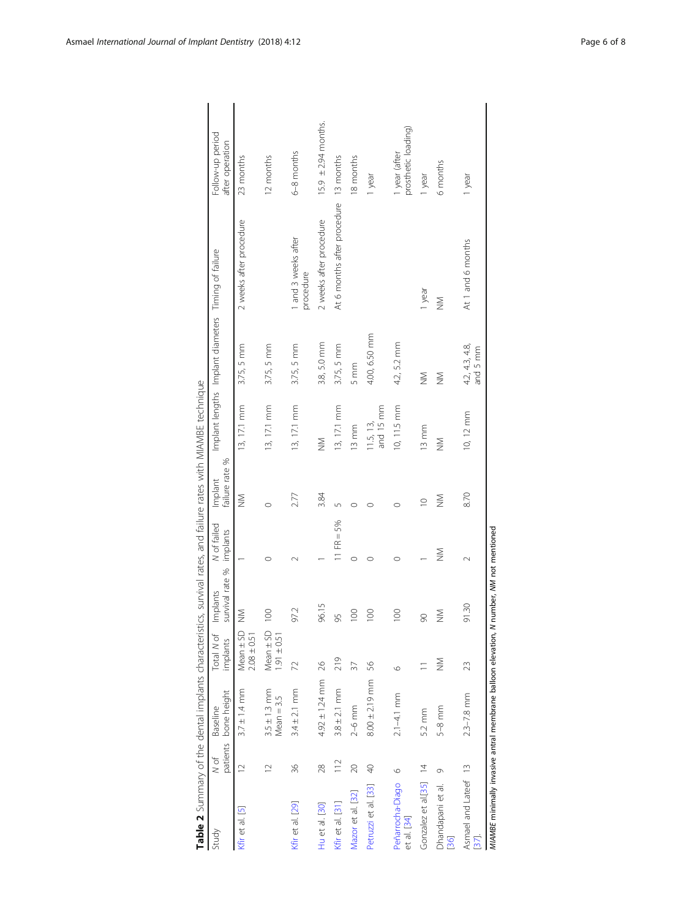**Table 2** Summary of the dental implants characteristics, survival rates, and failure rates with MIAMBE technique

| Study | N of patients | Baseline bone height | Total N of implants | Implants survival rate % | N of failed implants | Implant failure rate % | Implant lengths | Implant diameters | Timing of failure | Follow-up period after operation |
|---|---|---|---|---|---|---|---|---|---|---|
| Kfir et al. [5] | 12 | 3.7 ± 1.4 mm | Mean ± SD 2.08 ± 0.51 | NM | 1 | NM | 13, 17.1 mm | 3.75, 5 mm | 2 weeks after procedure | 23 months |
| | 12 | 3.5 ± 1.3 mm Mean = 3.5 | Mean ± SD 1.91 ± 0.51 | 100 | 0 | 0 | 13, 17.1 mm | 3.75, 5 mm | | 12 months |
| Kfir et al. [29] | 36 | 3.4 ± 2.1 mm | 72 | 97.2 | 2 | 2.77 | 13, 17.1 mm | 3.75, 5 mm | 1 and 3 weeks after procedure | 6–8 months |
| Hu et al. [30] | 28 | 4.92 ± 1.24 mm | 26 | 96.15 | 1 | 3.84 | NM | 3.8, 5.0 mm | 2 weeks after procedure | 15.9 ± 2.94 months. |
| Kfir et al. [31] | 112 | 3.8 ± 2.1 mm | 219 | 95 | 11 FR = 5% | 5 | 13, 17.1 mm | 3.75, 5 mm | At 6 months after procedure | 13 months |
| Mazor et al. [32] | 20 | 2–6 mm | 37 | 100 | 0 | 0 | 13 mm | 5 mm | | 18 months |
| Petruzzi et al. [33] | 40 | 8.00 ± 2.19 mm | 56 | 100 | 0 | 0 | 11.5, 13, and 15 mm | 4.00, 6.50 mm | | 1 year |
| Peñarrocha-Diago et al. [34] | 6 | 2.1–4.1 mm | 6 | 100 | 0 | 0 | 10, 11.5 mm | 4.2, 5.2 mm | | 1 year (after prosthetic loading) |
| Gonzalez et al.[35] | 14 | 5.2 mm | 11 | 90 | 1 | 10 | 13 mm | NM | 1 year | 1 year |
| Dhandapani et al. [36] | 9 | 5–8 mm | NM | NM | NM | NM | NM | NM | NM | 6 months |
| Asmael and Lateef [37]. | 13 | 2.3–7.8 mm | 23 | 91.30 | 2 | 8.70 | 10, 12 mm | 4.2, 4.3, 4.8, and 5 mm | At 1 and 6 months | 1 year |

*MIAMBE* minimally invasive antral membrane balloon elevation, *N* number, *NM* not mentioned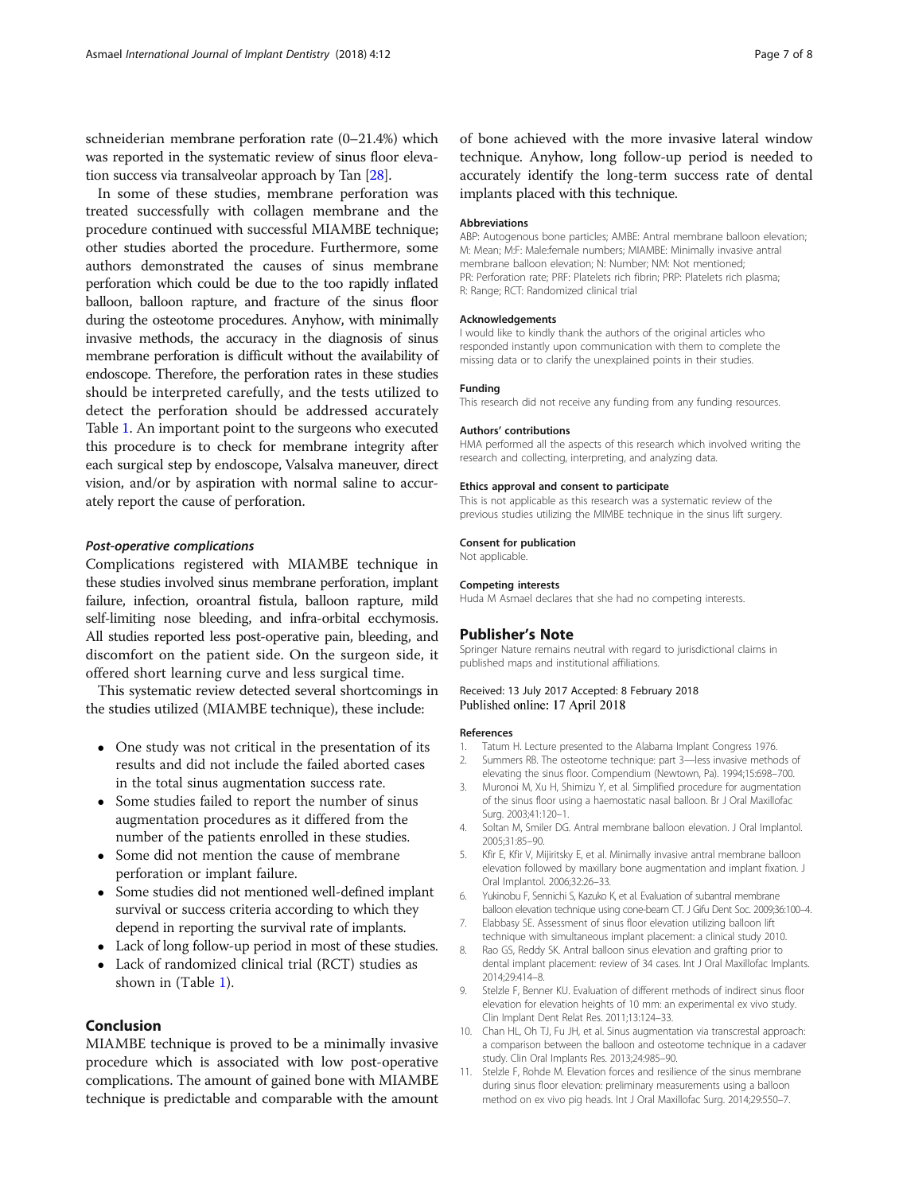schneiderian membrane perforation rate (0–21.4%) which was reported in the systematic review of sinus floor elevation success via transalveolar approach by Tan [28].

In some of these studies, membrane perforation was treated successfully with collagen membrane and the procedure continued with successful MIAMBE technique; other studies aborted the procedure. Furthermore, some authors demonstrated the causes of sinus membrane perforation which could be due to the too rapidly inflated balloon, balloon rapture, and fracture of the sinus floor during the osteotome procedures. Anyhow, with minimally invasive methods, the accuracy in the diagnosis of sinus membrane perforation is difficult without the availability of endoscope. Therefore, the perforation rates in these studies should be interpreted carefully, and the tests utilized to detect the perforation should be addressed accurately Table 1. An important point to the surgeons who executed this procedure is to check for membrane integrity after each surgical step by endoscope, Valsalva maneuver, direct vision, and/or by aspiration with normal saline to accurately report the cause of perforation.

### *Post-operative complications*

Complications registered with MIAMBE technique in these studies involved sinus membrane perforation, implant failure, infection, oroantral fistula, balloon rapture, mild self-limiting nose bleeding, and infra-orbital ecchymosis. All studies reported less post-operative pain, bleeding, and discomfort on the patient side. On the surgeon side, it offered short learning curve and less surgical time.

This systematic review detected several shortcomings in the studies utilized (MIAMBE technique), these include:

- One study was not critical in the presentation of its results and did not include the failed aborted cases in the total sinus augmentation success rate.
- Some studies failed to report the number of sinus augmentation procedures as it differed from the number of the patients enrolled in these studies.
- Some did not mention the cause of membrane perforation or implant failure.
- Some studies did not mentioned well-defined implant survival or success criteria according to which they depend in reporting the survival rate of implants.
- Lack of long follow-up period in most of these studies.
- Lack of randomized clinical trial (RCT) studies as shown in (Table 1).

## Conclusion

MIAMBE technique is proved to be a minimally invasive procedure which is associated with low post-operative complications. The amount of gained bone with MIAMBE technique is predictable and comparable with the amount of bone achieved with the more invasive lateral window technique. Anyhow, long follow-up period is needed to accurately identify the long-term success rate of dental implants placed with this technique.

#### Abbreviations

ABP: Autogenous bone particles; AMBE: Antral membrane balloon elevation; M: Mean; M:F: Male:female numbers; MIAMBE: Minimally invasive antral membrane balloon elevation; N: Number; NM: Not mentioned; PR: Perforation rate; PRF: Platelets rich fibrin; PRP: Platelets rich plasma; R: Range; RCT: Randomized clinical trial

#### Acknowledgements

I would like to kindly thank the authors of the original articles who responded instantly upon communication with them to complete the missing data or to clarify the unexplained points in their studies.

#### Funding

This research did not receive any funding from any funding resources.

#### Authors' contributions

HMA performed all the aspects of this research which involved writing the research and collecting, interpreting, and analyzing data.

#### Ethics approval and consent to participate

This is not applicable as this research was a systematic review of the previous studies utilizing the MIMBE technique in the sinus lift surgery.

#### Consent for publication

Not applicable.

#### Competing interests

Huda M Asmael declares that she had no competing interests.

## Publisher's Note

Springer Nature remains neutral with regard to jurisdictional claims in published maps and institutional affiliations.

Received: 13 July 2017 Accepted: 8 February 2018
Published online: 17 April 2018

#### References

1. Tatum H. Lecture presented to the Alabama Implant Congress 1976.
2. Summers RB. The osteotome technique: part 3—less invasive methods of elevating the sinus floor. Compendium (Newtown, Pa). 1994;15:698–700.
3. Muronoi M, Xu H, Shimizu Y, et al. Simplified procedure for augmentation of the sinus floor using a haemostatic nasal balloon. Br J Oral Maxillofac Surg. 2003;41:120–1.
4. Soltan M, Smiler DG. Antral membrane balloon elevation. J Oral Implantol. 2005;31:85–90.
5. Kfir E, Kfir V, Mijiritsky E, et al. Minimally invasive antral membrane balloon elevation followed by maxillary bone augmentation and implant fixation. J Oral Implantol. 2006;32:26–33.
6. Yukinobu F, Sennichi S, Kazuko K, et al. Evaluation of subantral membrane balloon elevation technique using cone-beam CT. J Gifu Dent Soc. 2009;36:100–4.
7. Elabbasy SE. Assessment of sinus floor elevation utilizing balloon lift technique with simultaneous implant placement: a clinical study 2010.
8. Rao GS, Reddy SK. Antral balloon sinus elevation and grafting prior to dental implant placement: review of 34 cases. Int J Oral Maxillofac Implants. 2014;29:414–8.
9. Stelzle F, Benner KU. Evaluation of different methods of indirect sinus floor elevation for elevation heights of 10 mm: an experimental ex vivo study. Clin Implant Dent Relat Res. 2011;13:124–33.
10. Chan HL, Oh TJ, Fu JH, et al. Sinus augmentation via transcrestal approach: a comparison between the balloon and osteotome technique in a cadaver study. Clin Oral Implants Res. 2013;24:985–90.
11. Stelzle F, Rohde M. Elevation forces and resilience of the sinus membrane during sinus floor elevation: preliminary measurements using a balloon method on ex vivo pig heads. Int J Oral Maxillofac Surg. 2014;29:550–7.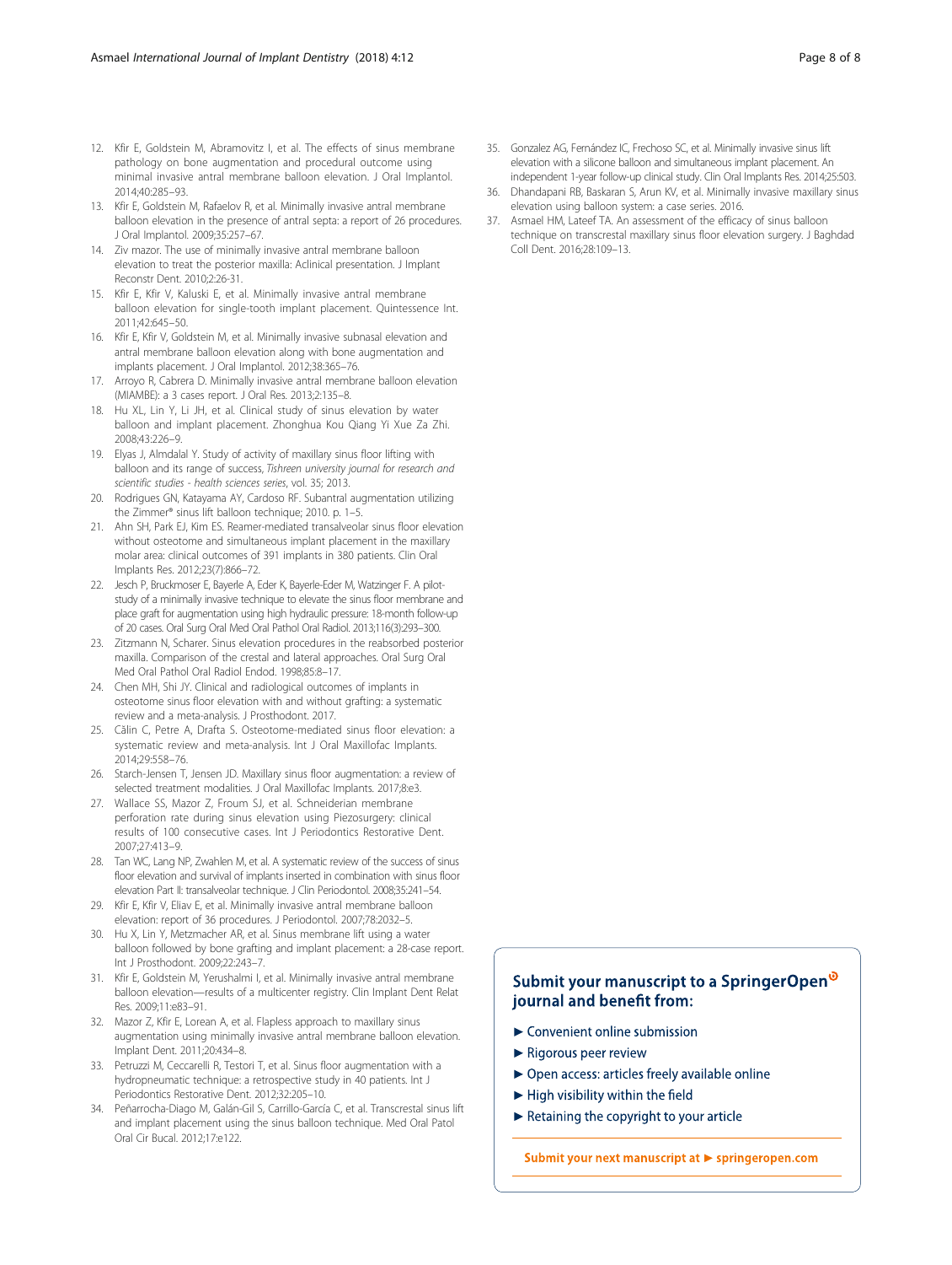12. Kfir E, Goldstein M, Abramovitz I, et al. The effects of sinus membrane pathology on bone augmentation and procedural outcome using minimal invasive antral membrane balloon elevation. J Oral Implantol. 2014;40:285–93.
13. Kfir E, Goldstein M, Rafaelov R, et al. Minimally invasive antral membrane balloon elevation in the presence of antral septa: a report of 26 procedures. J Oral Implantol. 2009;35:257–67.
14. Ziv mazor. The use of minimally invasive antral membrane balloon elevation to treat the posterior maxilla: Aclinical presentation. J Implant Reconstr Dent. 2010;2:26-31.
15. Kfir E, Kfir V, Kaluski E, et al. Minimally invasive antral membrane balloon elevation for single-tooth implant placement. Quintessence Int. 2011;42:645–50.
16. Kfir E, Kfir V, Goldstein M, et al. Minimally invasive subnasal elevation and antral membrane balloon elevation along with bone augmentation and implants placement. J Oral Implantol. 2012;38:365–76.
17. Arroyo R, Cabrera D. Minimally invasive antral membrane balloon elevation (MIAMBE): a 3 cases report. J Oral Res. 2013;2:135–8.
18. Hu XL, Lin Y, Li JH, et al. Clinical study of sinus elevation by water balloon and implant placement. Zhonghua Kou Qiang Yi Xue Za Zhi. 2008;43:226–9.
19. Elyas J, Almdalal Y. Study of activity of maxillary sinus floor lifting with balloon and its range of success, *Tishreen university journal for research and scientific studies - health sciences series*, vol. 35; 2013.
20. Rodrigues GN, Katayama AY, Cardoso RF. Subantral augmentation utilizing the Zimmer® sinus lift balloon technique; 2010. p. 1–5.
21. Ahn SH, Park EJ, Kim ES. Reamer-mediated transalveolar sinus floor elevation without osteotome and simultaneous implant placement in the maxillary molar area: clinical outcomes of 391 implants in 380 patients. Clin Oral Implants Res. 2012;23(7):866–72.
22. Jesch P, Bruckmoser E, Bayerle A, Eder K, Bayerle-Eder M, Watzinger F. A pilot-study of a minimally invasive technique to elevate the sinus floor membrane and place graft for augmentation using high hydraulic pressure: 18-month follow-up of 20 cases. Oral Surg Oral Med Oral Pathol Oral Radiol. 2013;116(3):293–300.
23. Zitzmann N, Scharer. Sinus elevation procedures in the reabsorbed posterior maxilla. Comparison of the crestal and lateral approaches. Oral Surg Oral Med Oral Pathol Oral Radiol Endod. 1998;85:8–17.
24. Chen MH, Shi JY. Clinical and radiological outcomes of implants in osteotome sinus floor elevation with and without grafting: a systematic review and a meta-analysis. J Prosthodont. 2017.
25. Călin C, Petre A, Drafta S. Osteotome-mediated sinus floor elevation: a systematic review and meta-analysis. Int J Oral Maxillofac Implants. 2014;29:558–76.
26. Starch-Jensen T, Jensen JD. Maxillary sinus floor augmentation: a review of selected treatment modalities. J Oral Maxillofac Implants. 2017;8:e3.
27. Wallace SS, Mazor Z, Froum SJ, et al. Schneiderian membrane perforation rate during sinus elevation using Piezosurgery: clinical results of 100 consecutive cases. Int J Periodontics Restorative Dent. 2007;27:413–9.
28. Tan WC, Lang NP, Zwahlen M, et al. A systematic review of the success of sinus floor elevation and survival of implants inserted in combination with sinus floor elevation Part II: transalveolar technique. J Clin Periodontol. 2008;35:241–54.
29. Kfir E, Kfir V, Eliav E, et al. Minimally invasive antral membrane balloon elevation: report of 36 procedures. J Periodontol. 2007;78:2032–5.
30. Hu X, Lin Y, Metzmacher AR, et al. Sinus membrane lift using a water balloon followed by bone grafting and implant placement: a 28-case report. Int J Prosthodont. 2009;22:243–7.
31. Kfir E, Goldstein M, Yerushalmi I, et al. Minimally invasive antral membrane balloon elevation—results of a multicenter registry. Clin Implant Dent Relat Res. 2009;11:e83–91.
32. Mazor Z, Kfir E, Lorean A, et al. Flapless approach to maxillary sinus augmentation using minimally invasive antral membrane balloon elevation. Implant Dent. 2011;20:434–8.
33. Petruzzi M, Ceccarelli R, Testori T, et al. Sinus floor augmentation with a hydropneumatic technique: a retrospective study in 40 patients. Int J Periodontics Restorative Dent. 2012;32:205–10.
34. Peñarrocha-Diago M, Galán-Gil S, Carrillo-García C, et al. Transcrestal sinus lift and implant placement using the sinus balloon technique. Med Oral Patol Oral Cir Bucal. 2012;17:e122.
35. Gonzalez AG, Fernández IC, Frechoso SC, et al. Minimally invasive sinus lift elevation with a silicone balloon and simultaneous implant placement. An independent 1-year follow-up clinical study. Clin Oral Implants Res. 2014;25:503.
36. Dhandapani RB, Baskaran S, Arun KV, et al. Minimally invasive maxillary sinus elevation using balloon system: a case series. 2016.
37. Asmael HM, Lateef TA. An assessment of the efficacy of sinus balloon technique on transcrestal maxillary sinus floor elevation surgery. J Baghdad Coll Dent. 2016;28:109–13.

**Submit your manuscript to a SpringerOpen journal and benefit from:**

- ► Convenient online submission
- ► Rigorous peer review
- ► Open access: articles freely available online
- ► High visibility within the field
- ► Retaining the copyright to your article

**Submit your next manuscript at ► springeropen.com**